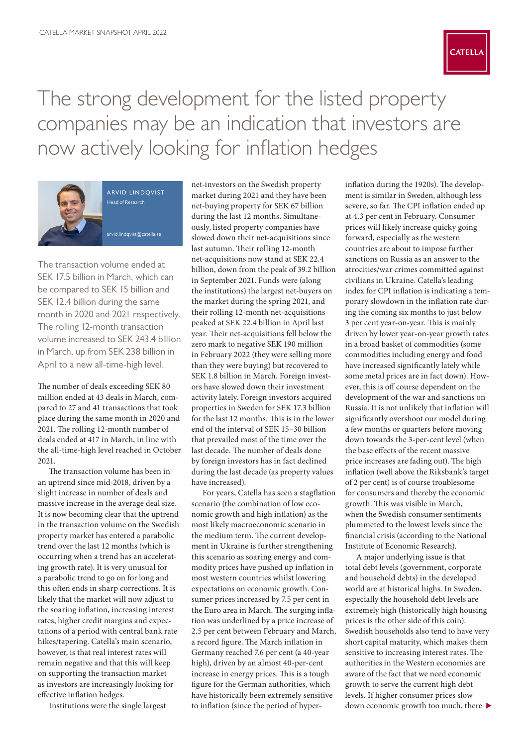# The strong development for the listed property companies may be an indication that investors are now actively looking for inflation hedges

ARVID LINDQVIST
Head of Research

arvid.lindqvist@catella.se

The transaction volume ended at SEK 17.5 billion in March, which can be compared to SEK 15 billion and SEK 12.4 billion during the same month in 2020 and 2021 respectively. The rolling 12-month transaction volume increased to SEK 243.4 billion in March, up from SEK 238 billion in April to a new all-time-high level.

The number of deals exceeding SEK 80 million ended at 43 deals in March, compared to 27 and 41 transactions that took place during the same month in 2020 and 2021. The rolling 12-month number of deals ended at 417 in March, in line with the all-time-high level reached in October 2021.

The transaction volume has been in an uptrend since mid-2018, driven by a slight increase in number of deals and massive increase in the average deal size. It is now becoming clear that the uptrend in the transaction volume on the Swedish property market has entered a parabolic trend over the last 12 months (which is occurring when a trend has an accelerating growth rate). It is very unusual for a parabolic trend to go on for long and this often ends in sharp corrections. It is likely that the market will now adjust to the soaring inflation, increasing interest rates, higher credit margins and expectations of a period with central bank rate hikes/tapering. Catella's main scenario, however, is that real interest rates will remain negative and that this will keep on supporting the transaction market as investors are increasingly looking for effective inflation hedges.

Institutions were the single largest net-investors on the Swedish property market during 2021 and they have been net-buying property for SEK 67 billion during the last 12 months. Simultaneously, listed property companies have slowed down their net-acquisitions since last autumn. Their rolling 12-month net-acquisitions now stand at SEK 22.4 billion, down from the peak of 39.2 billion in September 2021. Funds were (along the institutions) the largest net-buyers on the market during the spring 2021, and their rolling 12-month net-acquisitions peaked at SEK 22.4 billion in April last year. Their net-acquisitions fell below the zero mark to negative SEK 190 million in February 2022 (they were selling more than they were buying) but recovered to SEK 1.8 billion in March. Foreign investors have slowed down their investment activity lately. Foreign investors acquired properties in Sweden for SEK 17.3 billion for the last 12 months. This is in the lower end of the interval of SEK 15–30 billion that prevailed most of the time over the last decade. The number of deals done by foreign investors has in fact declined during the last decade (as property values have increased).

For years, Catella has seen a stagflation scenario (the combination of low economic growth and high inflation) as the most likely macroeconomic scenario in the medium term. The current development in Ukraine is further strengthening this scenario as soaring energy and commodity prices have pushed up inflation in most western countries whilst lowering expectations on economic growth. Consumer prices increased by 7.5 per cent in the Euro area in March. The surging inflation was underlined by a price increase of 2.5 per cent between February and March, a record figure. The March inflation in Germany reached 7.6 per cent (a 40-year high), driven by an almost 40-per-cent increase in energy prices. This is a tough figure for the German authorities, which have historically been extremely sensitive to inflation (since the period of hyperinflation during the 1920s). The development is similar in Sweden, although less severe, so far. The CPI inflation ended up at 4.3 per cent in February. Consumer prices will likely increase quicky going forward, especially as the western countries are about to impose further sanctions on Russia as an answer to the atrocities/war crimes committed against civilians in Ukraine. Catella's leading index for CPI inflation is indicating a temporary slowdown in the inflation rate during the coming six months to just below 3 per cent year-on-year. This is mainly driven by lower year-on-year growth rates in a broad basket of commodities (some commodities including energy and food have increased significantly lately while some metal prices are in fact down). However, this is off course dependent on the development of the war and sanctions on Russia. It is not unlikely that inflation will significantly overshoot our model during a few months or quarters before moving down towards the 3-per-cent level (when the base effects of the recent massive price increases are fading out). The high inflation (well above the Riksbank's target of 2 per cent) is of course troublesome for consumers and thereby the economic growth. This was visible in March, when the Swedish consumer sentiments plummeted to the lowest levels since the financial crisis (according to the National Institute of Economic Research).

A major underlying issue is that total debt levels (government, corporate and household debts) in the developed world are at historical highs. In Sweden, especially the household debt levels are extremely high (historically high housing prices is the other side of this coin). Swedish households also tend to have very short capital maturity, which makes them sensitive to increasing interest rates. The authorities in the Western economies are aware of the fact that we need economic growth to serve the current high debt levels. If higher consumer prices slow down economic growth too much, there ▶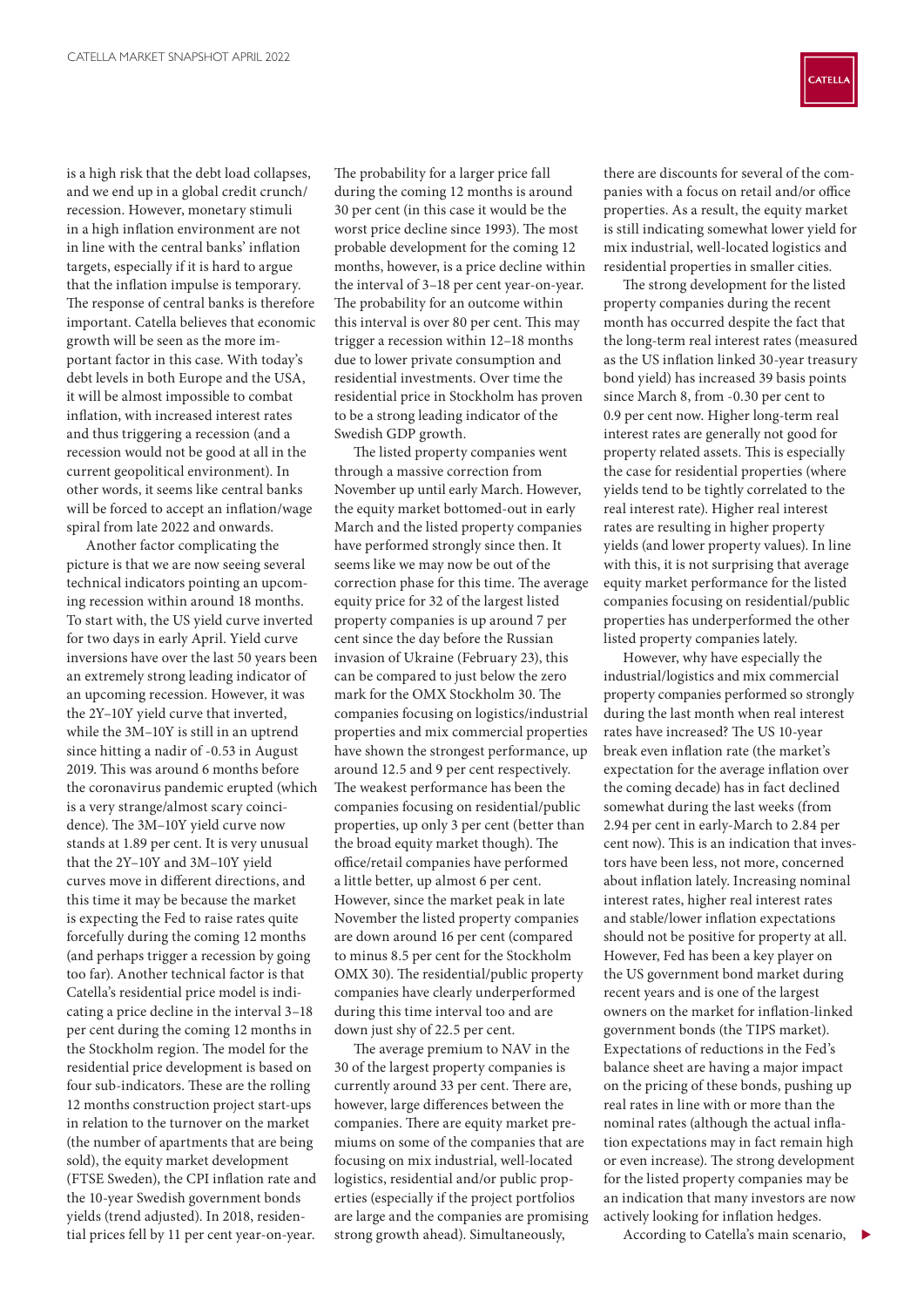is a high risk that the debt load collapses, and we end up in a global credit crunch/recession. However, monetary stimuli in a high inflation environment are not in line with the central banks' inflation targets, especially if it is hard to argue that the inflation impulse is temporary. The response of central banks is therefore important. Catella believes that economic growth will be seen as the more important factor in this case. With today's debt levels in both Europe and the USA, it will be almost impossible to combat inflation, with increased interest rates and thus triggering a recession (and a recession would not be good at all in the current geopolitical environment). In other words, it seems like central banks will be forced to accept an inflation/wage spiral from late 2022 and onwards.

Another factor complicating the picture is that we are now seeing several technical indicators pointing an upcoming recession within around 18 months. To start with, the US yield curve inverted for two days in early April. Yield curve inversions have over the last 50 years been an extremely strong leading indicator of an upcoming recession. However, it was the 2Y–10Y yield curve that inverted, while the 3M–10Y is still in an uptrend since hitting a nadir of -0.53 in August 2019. This was around 6 months before the coronavirus pandemic erupted (which is a very strange/almost scary coincidence). The 3M–10Y yield curve now stands at 1.89 per cent. It is very unusual that the 2Y–10Y and 3M–10Y yield curves move in different directions, and this time it may be because the market is expecting the Fed to raise rates quite forcefully during the coming 12 months (and perhaps trigger a recession by going too far). Another technical factor is that Catella's residential price model is indicating a price decline in the interval 3–18 per cent during the coming 12 months in the Stockholm region. The model for the residential price development is based on four sub-indicators. These are the rolling 12 months construction project start-ups in relation to the turnover on the market (the number of apartments that are being sold), the equity market development (FTSE Sweden), the CPI inflation rate and the 10-year Swedish government bonds yields (trend adjusted). In 2018, residential prices fell by 11 per cent year-on-year. The probability for a larger price fall during the coming 12 months is around 30 per cent (in this case it would be the worst price decline since 1993). The most probable development for the coming 12 months, however, is a price decline within the interval of 3–18 per cent year-on-year. The probability for an outcome within this interval is over 80 per cent. This may trigger a recession within 12–18 months due to lower private consumption and residential investments. Over time the residential price in Stockholm has proven to be a strong leading indicator of the Swedish GDP growth.

The listed property companies went through a massive correction from November up until early March. However, the equity market bottomed-out in early March and the listed property companies have performed strongly since then. It seems like we may be out of the correction phase for this time. The average equity price for 32 of the largest listed property companies is up around 7 per cent since the day before the Russian invasion of Ukraine (February 23), this can be compared to just below the zero mark for the OMX Stockholm 30. The companies focusing on logistics/industrial properties and mix commercial properties have shown the strongest performance, up around 12.5 and 9 per cent respectively. The weakest performance has been the companies focusing on residential/public properties, up only 3 per cent (better than the broad equity market though). The office/retail companies have performed a little better, up almost 6 per cent. However, since the market peak in late November the listed property companies are down around 16 per cent (compared to minus 8.5 per cent for the Stockholm OMX 30). The residential/public property companies have clearly underperformed during this time interval too and are down just shy of 22.5 per cent.

The average premium to NAV in the 30 of the largest property companies is currently around 33 per cent. There are, however, large differences between the companies. There are equity market premiums on some of the companies that are focusing on mix industrial, well-located logistics, residential and/or public properties (especially if the project portfolios are large and the companies are promising strong growth ahead). Simultaneously, there are discounts for several of the companies with a focus on retail and/or office properties. As a result, the equity market is still indicating somewhat lower yield for mix industrial, well-located logistics and residential properties in smaller cities.

The strong development for the listed property companies during the recent month has occurred despite the fact that the long-term real interest rates (measured as the US inflation linked 30-year treasury bond yield) has increased 39 basis points since March 8, from -0.30 per cent to 0.9 per cent now. Higher long-term real interest rates are generally not good for property related assets. This is especially the case for residential properties (where yields tend to be tightly correlated to the real interest rate). Higher real interest rates are resulting in higher property yields (and lower property values). In line with this, it is not surprising that average equity market performance for the listed companies focusing on residential/public properties has underperformed the other listed property companies lately.

However, why have especially the industrial/logistics and mix commercial property companies performed so strongly during the last month when real interest rates have increased? The US 10-year break even inflation rate (the market's expectation for the average inflation over the coming decade) has in fact declined somewhat during the last weeks (from 2.94 per cent in early-March to 2.84 per cent now). This is an indication that investors have been less, not more, concerned about inflation lately. Increasing nominal interest rates, higher real interest rates and stable/lower inflation expectations should not be positive for property at all. However, Fed has been a key player on the US government bond market during recent years and is one of the largest owners on the market for inflation-linked government bonds (the TIPS market). Expectations of reductions in the Fed's balance sheet are having a major impact on the pricing of these bonds, pushing up real rates in line with or more than the nominal rates (although the actual inflation expectations may in fact remain high or even increase). The strong development for the listed property companies may be an indication that many investors are now actively looking for inflation hedges.

According to Catella's main scenario,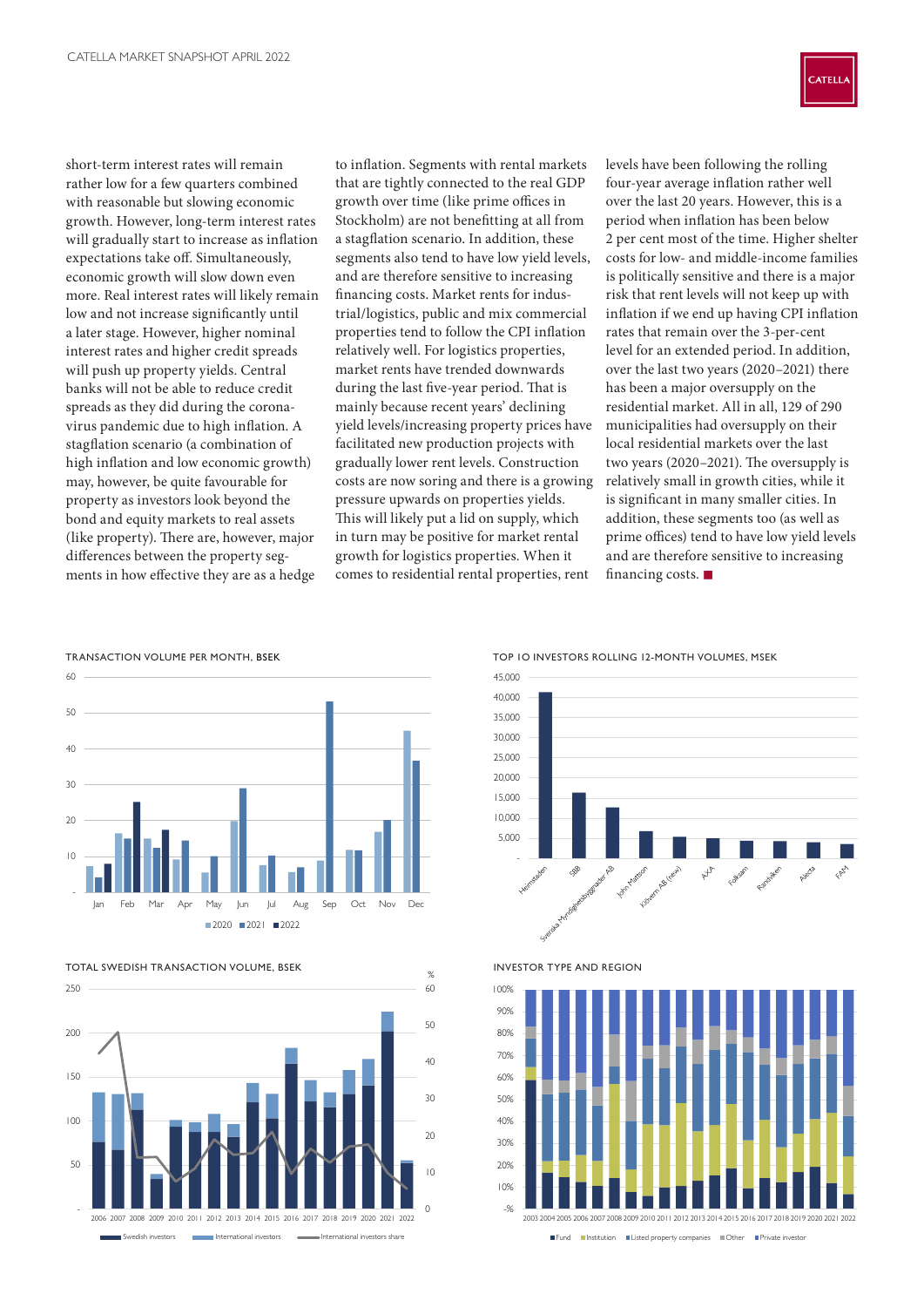short-term interest rates will remain rather low for a few quarters combined with reasonable but slowing economic growth. However, long-term interest rates will gradually start to increase as inflation expectations take off. Simultaneously, economic growth will slow down even more. Real interest rates will likely remain low and not increase significantly until a later stage. However, higher nominal interest rates and higher credit spreads will push up property yields. Central banks will not be able to reduce credit spreads as they did during the coronavirus pandemic due to high inflation. A stagflation scenario (a combination of high inflation and low economic growth) may, however, be quite favourable for property as investors look beyond the bond and equity markets to real assets (like property). There are, however, major differences between the property segments in how effective they are as a hedge to inflation. Segments with rental markets that are tightly connected to the real GDP growth over time (like prime offices in Stockholm) are not benefitting at all from a stagflation scenario. In addition, these segments also tend to have low yield levels, and are therefore sensitive to increasing financing costs. Market rents for industrial/logistics, public and mix commercial properties tend to follow the CPI inflation relatively well. For logistics properties, market rents have trended downwards during the last five-year period. That is mainly because recent years' declining yield levels/increasing property prices have facilitated new production projects with gradually lower rent levels. Construction costs are now soring and there is a growing pressure upwards on properties yields. This will likely put a lid on supply, which in turn may be positive for market rental growth for logistics properties. When it comes to residential rental properties, rent levels have been following the rolling four-year average inflation rather well over the last 20 years. However, this is a period when inflation has been below 2 per cent most of the time. Higher shelter costs for low- and middle-income families is politically sensitive and there is a major risk that rent levels will not keep up with inflation if we end up having CPI inflation rates that remain over the 3-per-cent level for an extended period. In addition, over the last two years (2020–2021) there has been a major oversupply on the residential market. All in all, 129 of 290 municipalities had oversupply on their local residential markets over the last two years (2020–2021). The oversupply is relatively small in growth cities, while it is significant in many smaller cities. In addition, these segments too (as well as prime offices) tend to have low yield levels and are therefore sensitive to increasing financing costs. ■

TRANSACTION VOLUME PER MONTH, BSEK

60
50
40
30
20
10
-
Jan Feb Mar Apr May Jun Jul Aug Sep Oct Nov Dec
2020 2021 2022

TOP 10 INVESTORS ROLLING 12-MONTH VOLUMES, MSEK

45,000
40,000
35,000
30,000
25,000
20,000
15,000
10,000
5,000
-
Heimstaden, SBB, Svenska Myndighetsbyggnader AB, John Mattson, Kilvern AB (new), AXA, Folksam, Randviken, Alecta, FAM

TOTAL SWEDISH TRANSACTION VOLUME, BSEK

250
200
150
100
50
-
%
60
50
40
30
20
10
0
2006 2007 2008 2009 2010 2011 2012 2013 2014 2015 2016 2017 2018 2019 2020 2021 2022
Swedish investors, International investors, International investors share

INVESTOR TYPE AND REGION

100%
90%
80%
70%
60%
50%
40%
30%
20%
10%
-%
2003 2004 2005 2006 2007 2008 2009 2010 2011 2012 2013 2014 2015 2016 2017 2018 2019 2020 2021 2022
Fund, Institution, Listed property companies, Other, Private investor